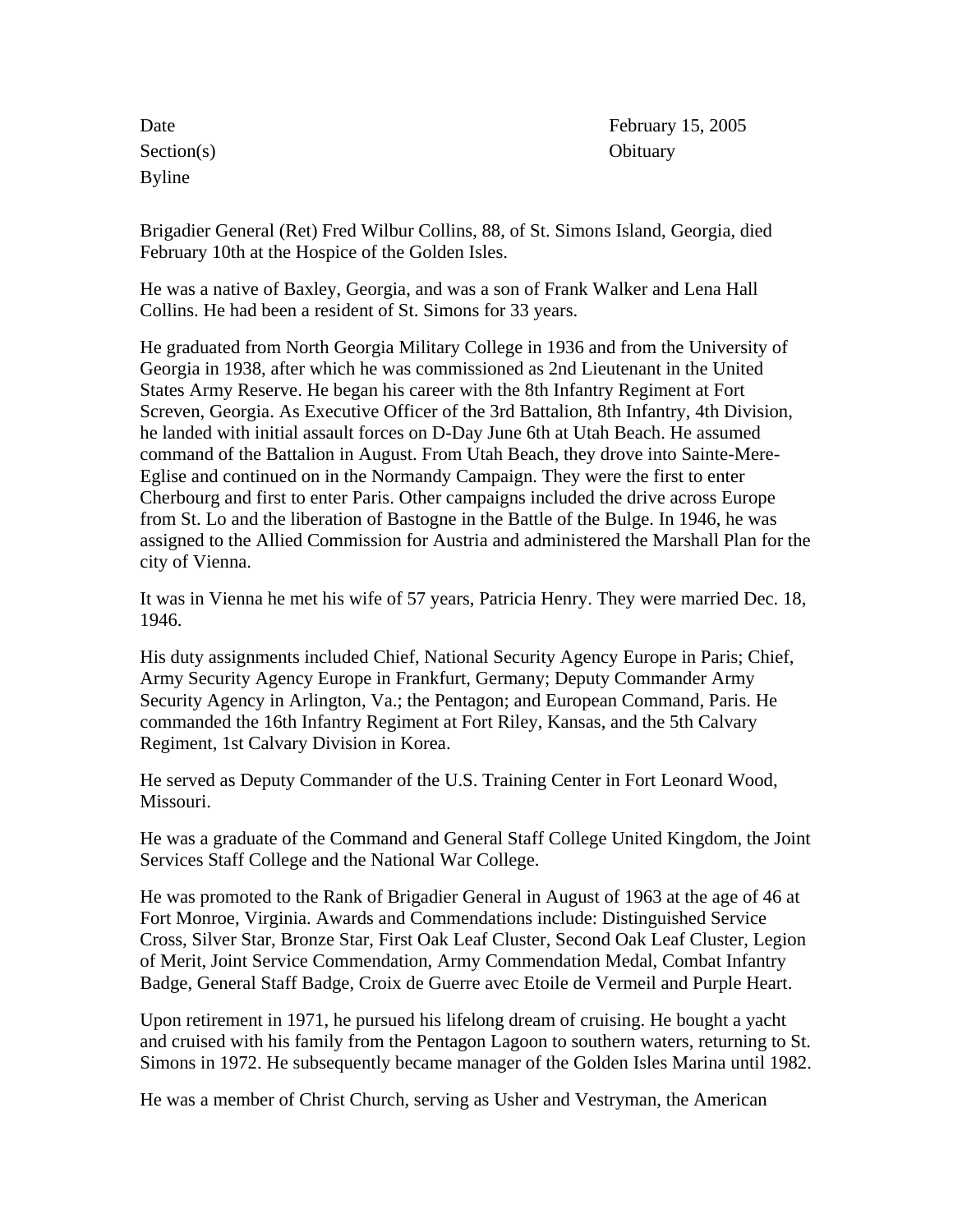| Date | February 15, 2005 |
| --- | --- |
| Section(s) | Obituary |
| Byline | |

Brigadier General (Ret) Fred Wilbur Collins, 88, of St. Simons Island, Georgia, died February 10th at the Hospice of the Golden Isles.

He was a native of Baxley, Georgia, and was a son of Frank Walker and Lena Hall Collins. He had been a resident of St. Simons for 33 years.

He graduated from North Georgia Military College in 1936 and from the University of Georgia in 1938, after which he was commissioned as 2nd Lieutenant in the United States Army Reserve. He began his career with the 8th Infantry Regiment at Fort Screven, Georgia. As Executive Officer of the 3rd Battalion, 8th Infantry, 4th Division, he landed with initial assault forces on D-Day June 6th at Utah Beach. He assumed command of the Battalion in August. From Utah Beach, they drove into Sainte-Mere-Eglise and continued on in the Normandy Campaign. They were the first to enter Cherbourg and first to enter Paris. Other campaigns included the drive across Europe from St. Lo and the liberation of Bastogne in the Battle of the Bulge. In 1946, he was assigned to the Allied Commission for Austria and administered the Marshall Plan for the city of Vienna.

It was in Vienna he met his wife of 57 years, Patricia Henry. They were married Dec. 18, 1946.

His duty assignments included Chief, National Security Agency Europe in Paris; Chief, Army Security Agency Europe in Frankfurt, Germany; Deputy Commander Army Security Agency in Arlington, Va.; the Pentagon; and European Command, Paris. He commanded the 16th Infantry Regiment at Fort Riley, Kansas, and the 5th Calvary Regiment, 1st Calvary Division in Korea.

He served as Deputy Commander of the U.S. Training Center in Fort Leonard Wood, Missouri.

He was a graduate of the Command and General Staff College United Kingdom, the Joint Services Staff College and the National War College.

He was promoted to the Rank of Brigadier General in August of 1963 at the age of 46 at Fort Monroe, Virginia. Awards and Commendations include: Distinguished Service Cross, Silver Star, Bronze Star, First Oak Leaf Cluster, Second Oak Leaf Cluster, Legion of Merit, Joint Service Commendation, Army Commendation Medal, Combat Infantry Badge, General Staff Badge, Croix de Guerre avec Etoile de Vermeil and Purple Heart.

Upon retirement in 1971, he pursued his lifelong dream of cruising. He bought a yacht and cruised with his family from the Pentagon Lagoon to southern waters, returning to St. Simons in 1972. He subsequently became manager of the Golden Isles Marina until 1982.

He was a member of Christ Church, serving as Usher and Vestryman, the American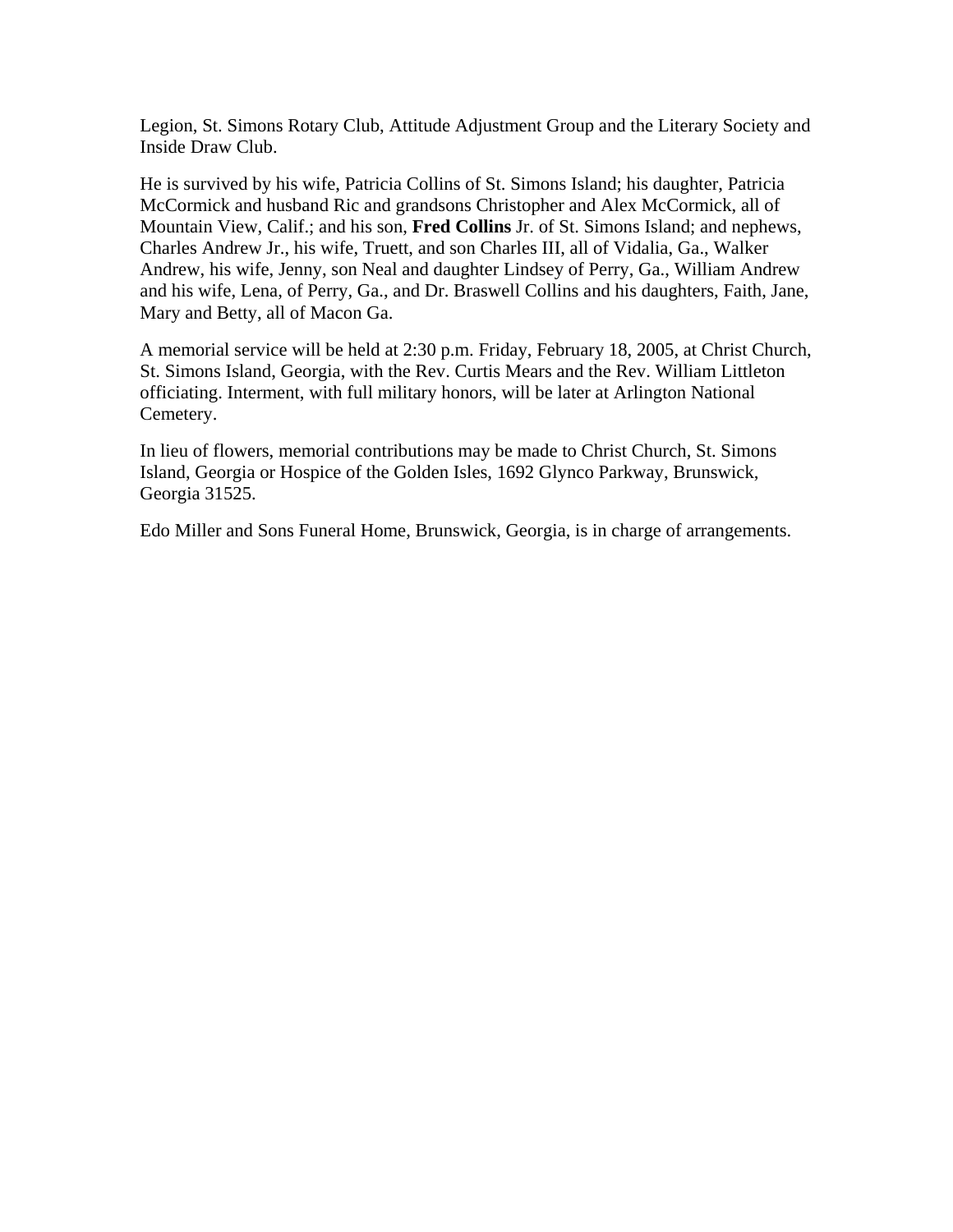Legion, St. Simons Rotary Club, Attitude Adjustment Group and the Literary Society and Inside Draw Club.

He is survived by his wife, Patricia Collins of St. Simons Island; his daughter, Patricia McCormick and husband Ric and grandsons Christopher and Alex McCormick, all of Mountain View, Calif.; and his son, **Fred Collins** Jr. of St. Simons Island; and nephews, Charles Andrew Jr., his wife, Truett, and son Charles III, all of Vidalia, Ga., Walker Andrew, his wife, Jenny, son Neal and daughter Lindsey of Perry, Ga., William Andrew and his wife, Lena, of Perry, Ga., and Dr. Braswell Collins and his daughters, Faith, Jane, Mary and Betty, all of Macon Ga.

A memorial service will be held at 2:30 p.m. Friday, February 18, 2005, at Christ Church, St. Simons Island, Georgia, with the Rev. Curtis Mears and the Rev. William Littleton officiating. Interment, with full military honors, will be later at Arlington National Cemetery.

In lieu of flowers, memorial contributions may be made to Christ Church, St. Simons Island, Georgia or Hospice of the Golden Isles, 1692 Glynco Parkway, Brunswick, Georgia 31525.

Edo Miller and Sons Funeral Home, Brunswick, Georgia, is in charge of arrangements.